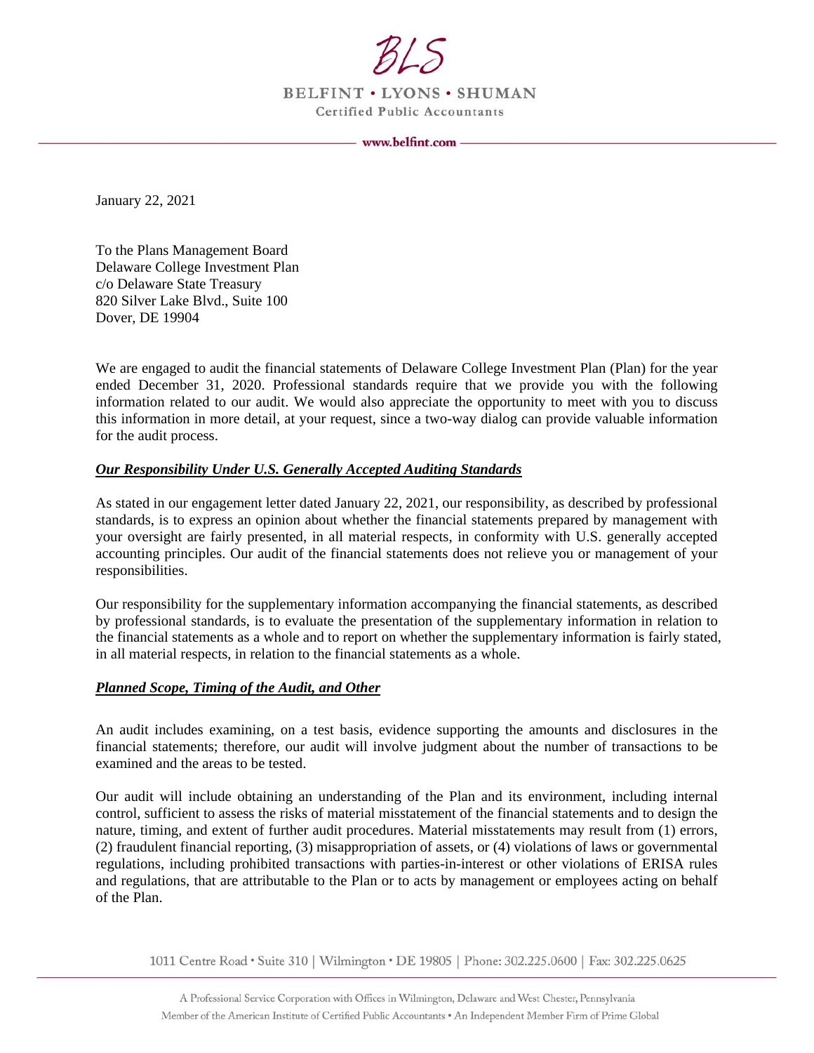BLS

BELFINT • LYONS • SHUMAN

Certified Public Accountants

www.belfint.com

January 22, 2021

To the Plans Management Board
Delaware College Investment Plan
c/o Delaware State Treasury
820 Silver Lake Blvd., Suite 100
Dover, DE 19904

We are engaged to audit the financial statements of Delaware College Investment Plan (Plan) for the year ended December 31, 2020. Professional standards require that we provide you with the following information related to our audit. We would also appreciate the opportunity to meet with you to discuss this information in more detail, at your request, since a two-way dialog can provide valuable information for the audit process.

***Our Responsibility Under U.S. Generally Accepted Auditing Standards***

As stated in our engagement letter dated January 22, 2021, our responsibility, as described by professional standards, is to express an opinion about whether the financial statements prepared by management with your oversight are fairly presented, in all material respects, in conformity with U.S. generally accepted accounting principles. Our audit of the financial statements does not relieve you or management of your responsibilities.

Our responsibility for the supplementary information accompanying the financial statements, as described by professional standards, is to evaluate the presentation of the supplementary information in relation to the financial statements as a whole and to report on whether the supplementary information is fairly stated, in all material respects, in relation to the financial statements as a whole.

***Planned Scope, Timing of the Audit, and Other***

An audit includes examining, on a test basis, evidence supporting the amounts and disclosures in the financial statements; therefore, our audit will involve judgment about the number of transactions to be examined and the areas to be tested.

Our audit will include obtaining an understanding of the Plan and its environment, including internal control, sufficient to assess the risks of material misstatement of the financial statements and to design the nature, timing, and extent of further audit procedures. Material misstatements may result from (1) errors, (2) fraudulent financial reporting, (3) misappropriation of assets, or (4) violations of laws or governmental regulations, including prohibited transactions with parties-in-interest or other violations of ERISA rules and regulations, that are attributable to the Plan or to acts by management or employees acting on behalf of the Plan.

1011 Centre Road • Suite 310 | Wilmington • DE 19805 | Phone: 302.225.0600 | Fax: 302.225.0625

A Professional Service Corporation with Offices in Wilmington, Delaware and West Chester, Pennsylvania
Member of the American Institute of Certified Public Accountants • An Independent Member Firm of Prime Global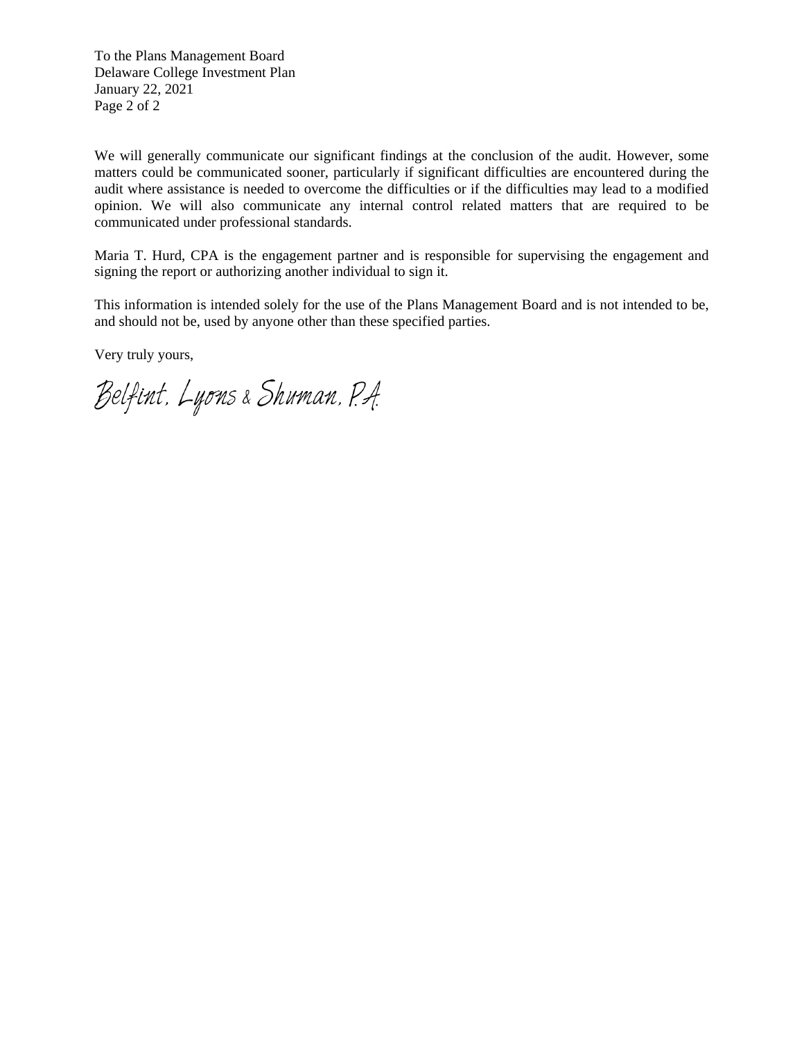We will generally communicate our significant findings at the conclusion of the audit. However, some matters could be communicated sooner, particularly if significant difficulties are encountered during the audit where assistance is needed to overcome the difficulties or if the difficulties may lead to a modified opinion. We will also communicate any internal control related matters that are required to be communicated under professional standards.

Maria T. Hurd, CPA is the engagement partner and is responsible for supervising the engagement and signing the report or authorizing another individual to sign it.

This information is intended solely for the use of the Plans Management Board and is not intended to be, and should not be, used by anyone other than these specified parties.

Very truly yours,

Belfint, Lyons & Shuman, P.A.